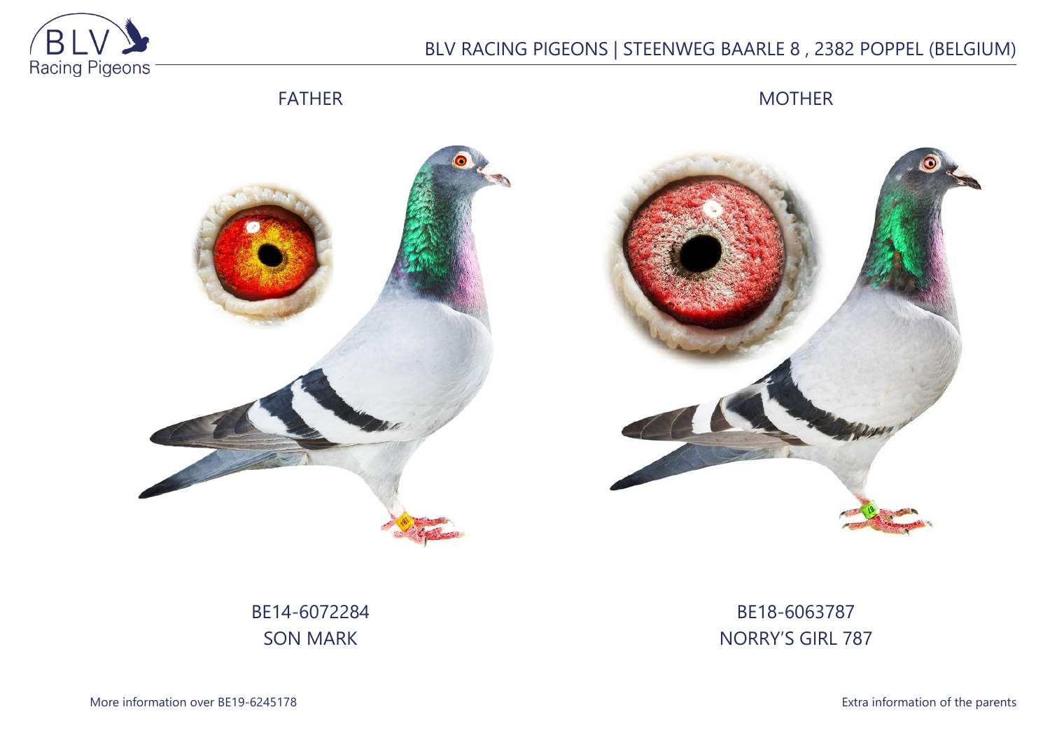# BLV RACING PIGEONS | STEENWEG BAARLE 8 , 2382 POPPEL (BELGIUM)

| FATHER | MOTHER |
| --- | --- |
| BE14-6072284 | BE18-6063787 |
| SON MARK | NORRY'S GIRL 787 |

More information over BE19-6245178

Extra information of the parents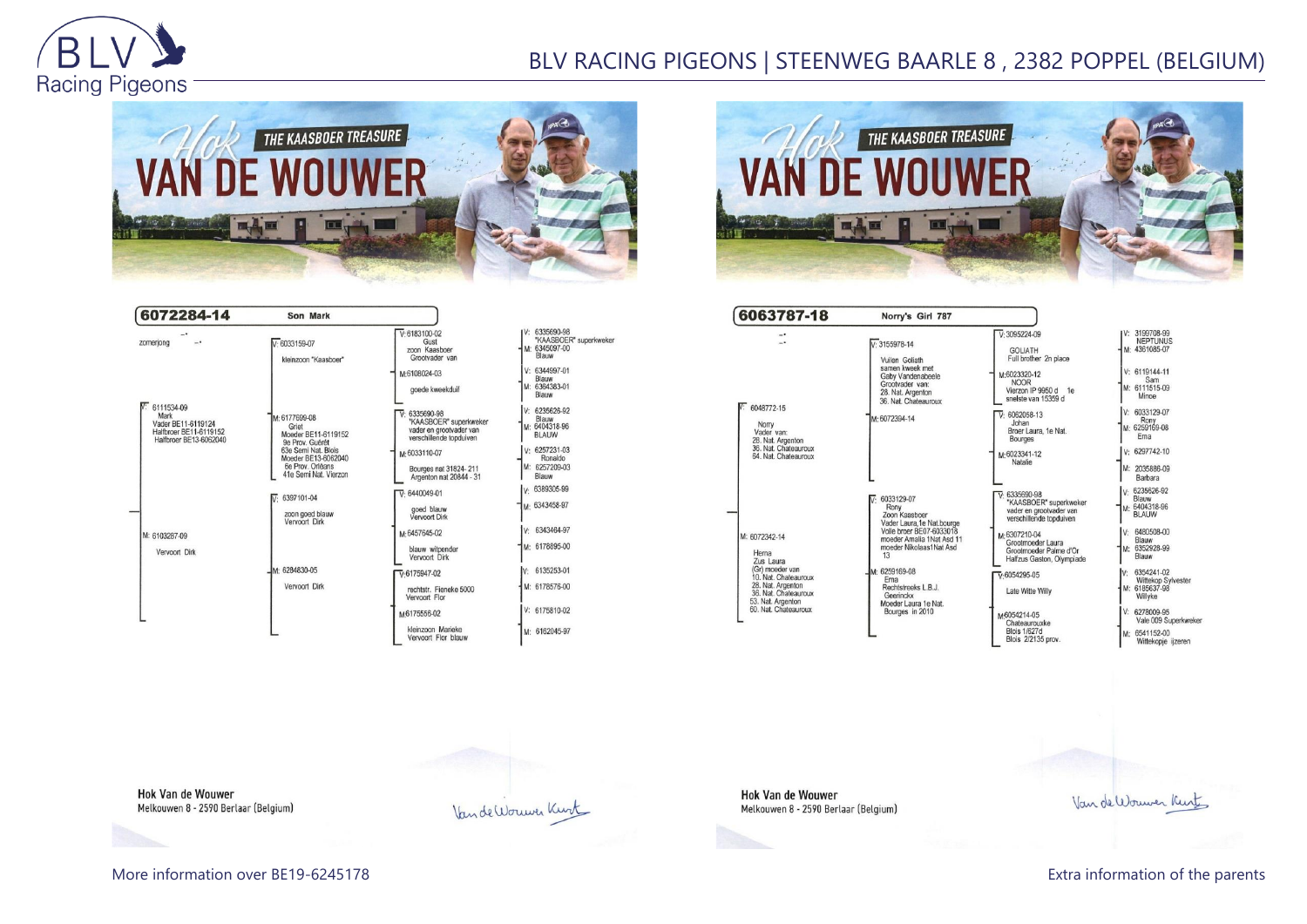THE KAASBOER TREASURE

# Hok VAN DE WOUWER

## 6072284-14 Son Mark

zomerjong

V: 6111534-09
Mark
Vader BE11-6119124
Halfbroer BE11-6119152
Halfbroer BE13-6062040

V: 6033159-07
kleinzoon "Kaasboer"

V: 6183100-02
Gust
zoon Kaasboer
Grootvader van

V: 6335690-98 "KAASBOER" superkweker
M: 6345097-00 Blauw

M: 6108024-03
goede kweekduif

V: 6344997-01 Blauw
M: 6364383-01 Blauw

M: 6177699-08
Griet
Moeder BE11-6119152
9e Prov. Guéret
63e Semi Nat. Blois
Moeder BE13-6062040
6e Prov. Orléans
41e Semi Nat. Vierzon

V: 6335690-98
"KAASBOER" superkweker
vader en grootvader van verschillende topduiven

V: 6235626-92 Blauw
M: 6404318-96 BLAUW

M: 6033110-07
Bourges nat 31824- 211
Argenton nat 20844 - 31

V: 6257231-03 Ronaldo
M: 6257209-03 Blauw

M: 6103267-09
Vervoort Dirk

V: 6397101-04
zoon goed blauw
Vervoort Dirk

V: 6440049-01
goed blauw
Vervoort Dirk

V: 6389305-99
M: 6343458-97

M: 6457645-02
blauw witpender
Vervoort Dirk

V: 6343464-97
M: 6178895-00

M: 6284830-05
Vervoort Dirk

V: 6175947-02
rechtstr. Fieneke 5000
Vervoort Flor

V: 6135253-01
M: 6178576-00

M: 6175556-02
kleinzoon Marieke
Vervoort Flor blauw

V: 6175810-02
M: 6162045-97

Hok Van de Wouwer
Melkouwen 8 - 2590 Berlaar (Belgium)

THE KAASBOER TREASURE

# Hok VAN DE WOUWER

## 6063787-18 Norry's Girl 787

V: 6048772-15
Norry
Vader van:
28. Nat. Argenton
36. Nat. Chateauroux
64. Nat. Chateauroux

V: 3155978-14
Vuilen Goliath
samen kweek met
Gaby Vandenabeele
Grootvader van:
28. Nat. Argenton
36. Nat. Chateauroux

V: 3095224-09
GOLIATH
Full brother 2n place

V: 3199708-99 NEPTUNUS
M: 4361085-07

M: 6023320-12
NOOR
Vierzon IP 9950 d 1e
snelste van 15359 d

V: 6119144-11 Sam
M: 6111815-09 Minoe

M: 6072394-14

V: 6062058-13
Johan
Broer Laura, 1e Nat.
Bourges

V: 6033129-07 Rony
M: 6259169-08 Erna

M: 6023341-12
Natalie

V: 6297742-10
M: 2035886-09 Barbara

M: 6072342-14
Hema
Zus Laura
(Gr) moeder van
10. Nat. Chateauroux
28. Nat. Argenton
36. Nat. Chateauroux
53. Nat. Argenton
60. Nat. Chateauroux

V: 6033129-07
Rony
Zoon Kaasboer
Vader Laura,1e Nat.bourge
Volle broer BE07-6033018
moeder Amalia 1Nat Asd 11
moeder Nikolaas1Nat Asd 13

V: 6335690-98
"KAASBOER" superkweker
vader en grootvader van verschillende topduiven

V: 6235626-92 Blauw
M: 6404318-96 BLAUW

M: 6307210-04
Grootmoeder Laura
Grootmoeder Palme d'Or
Halfzus Gaston, Olympiade

V: 6480508-00 Blauw
M: 6352928-99 Blauw

M: 6259169-08
Erna
Rechtstreeks L.B.J.
Geerinckx
Moeder Laura 1e Nat.
Bourges in 2010

V: 6054295-05
Late Witte Willy

V: 6354241-02 Witkop Sylvester
M: 6185637-98 Willyke

M: 6054214-05
Chateaurouxke
Blois 1/627d
Blois 2/2135 prov.

V: 6278009-95 Vale 009 Superkweker
M: 6541152-00 Witkopje ijzeren

Hok Van de Wouwer
Melkouwen 8 - 2590 Berlaar (Belgium)

More information over BE19-6245178

Extra information of the parents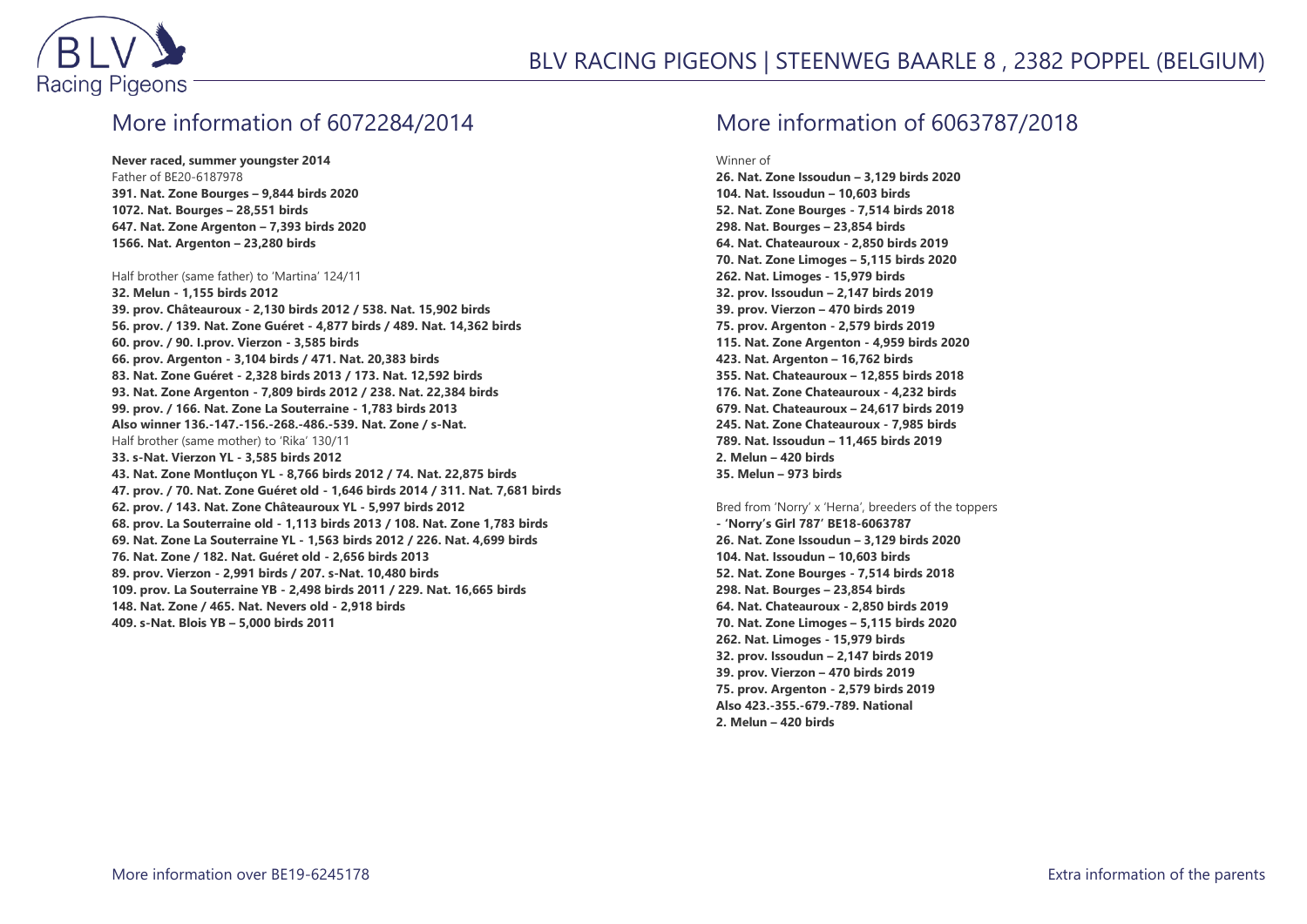## More information of 6072284/2014

**Never raced, summer youngster 2014**
Father of BE20-6187978
**391. Nat. Zone Bourges – 9,844 birds 2020**
**1072. Nat. Bourges – 28,551 birds**
**647. Nat. Zone Argenton – 7,393 birds 2020**
**1566. Nat. Argenton – 23,280 birds**

Half brother (same father) to 'Martina' 124/11
**32. Melun - 1,155 birds 2012**
**39. prov. Châteauroux - 2,130 birds 2012 / 538. Nat. 15,902 birds**
**56. prov. / 139. Nat. Zone Guéret - 4,877 birds / 489. Nat. 14,362 birds**
**60. prov. / 90. I.prov. Vierzon - 3,585 birds**
**66. prov. Argenton - 3,104 birds / 471. Nat. 20,383 birds**
**83. Nat. Zone Guéret - 2,328 birds 2013 / 173. Nat. 12,592 birds**
**93. Nat. Zone Argenton - 7,809 birds 2012 / 238. Nat. 22,384 birds**
**99. prov. / 166. Nat. Zone La Souterraine - 1,783 birds 2013**
**Also winner 136.-147.-156.-268.-486.-539. Nat. Zone / s-Nat.**
Half brother (same mother) to 'Rika' 130/11
**33. s-Nat. Vierzon YL - 3,585 birds 2012**
**43. Nat. Zone Montluçon YL - 8,766 birds 2012 / 74. Nat. 22,875 birds**
**47. prov. / 70. Nat. Zone Guéret old - 1,646 birds 2014 / 311. Nat. 7,681 birds**
**62. prov. / 143. Nat. Zone Châteauroux YL - 5,997 birds 2012**
**68. prov. La Souterraine old - 1,113 birds 2013 / 108. Nat. Zone 1,783 birds**
**69. Nat. Zone La Souterraine YL - 1,563 birds 2012 / 226. Nat. 4,699 birds**
**76. Nat. Zone / 182. Nat. Guéret old - 2,656 birds 2013**
**89. prov. Vierzon - 2,991 birds / 207. s-Nat. 10,480 birds**
**109. prov. La Souterraine YB - 2,498 birds 2011 / 229. Nat. 16,665 birds**
**148. Nat. Zone / 465. Nat. Nevers old - 2,918 birds**
**409. s-Nat. Blois YB – 5,000 birds 2011**

## More information of 6063787/2018

Winner of
**26. Nat. Zone Issoudun – 3,129 birds 2020**
**104. Nat. Issoudun – 10,603 birds**
**52. Nat. Zone Bourges - 7,514 birds 2018**
**298. Nat. Bourges – 23,854 birds**
**64. Nat. Chateauroux - 2,850 birds 2019**
**70. Nat. Zone Limoges – 5,115 birds 2020**
**262. Nat. Limoges - 15,979 birds**
**32. prov. Issoudun – 2,147 birds 2019**
**39. prov. Vierzon – 470 birds 2019**
**75. prov. Argenton - 2,579 birds 2019**
**115. Nat. Zone Argenton - 4,959 birds 2020**
**423. Nat. Argenton – 16,762 birds**
**355. Nat. Chateauroux – 12,855 birds 2018**
**176. Nat. Zone Chateauroux - 4,232 birds**
**679. Nat. Chateauroux – 24,617 birds 2019**
**245. Nat. Zone Chateauroux - 7,985 birds**
**789. Nat. Issoudun – 11,465 birds 2019**
**2. Melun – 420 birds**
**35. Melun – 973 birds**

Bred from 'Norry' x 'Herna', breeders of the toppers
**- 'Norry's Girl 787' BE18-6063787**
**26. Nat. Zone Issoudun – 3,129 birds 2020**
**104. Nat. Issoudun – 10,603 birds**
**52. Nat. Zone Bourges - 7,514 birds 2018**
**298. Nat. Bourges – 23,854 birds**
**64. Nat. Chateauroux - 2,850 birds 2019**
**70. Nat. Zone Limoges – 5,115 birds 2020**
**262. Nat. Limoges - 15,979 birds**
**32. prov. Issoudun – 2,147 birds 2019**
**39. prov. Vierzon – 470 birds 2019**
**75. prov. Argenton - 2,579 birds 2019**
**Also 423.-355.-679.-789. National**
**2. Melun – 420 birds**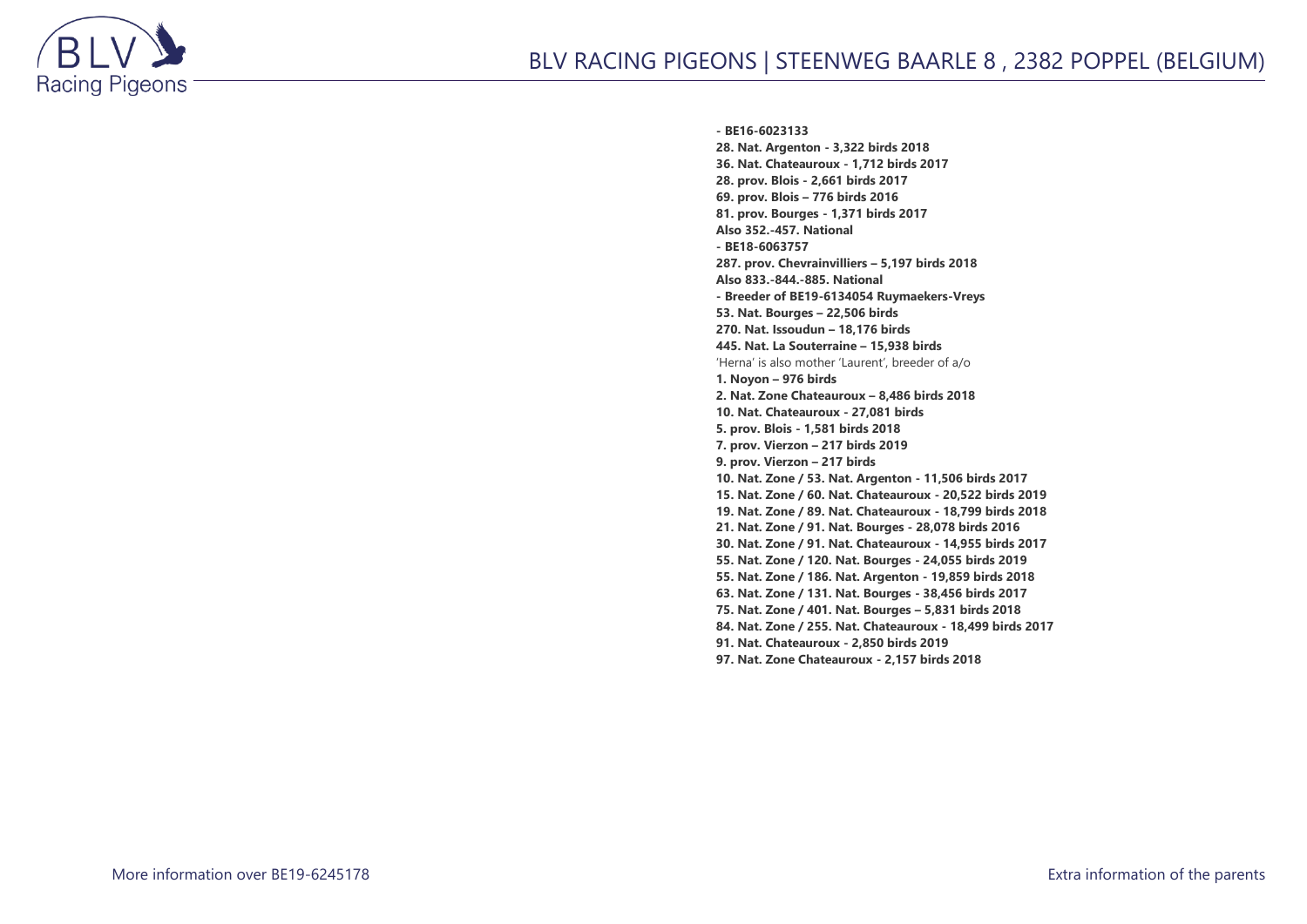**- BE16-6023133**
**28. Nat. Argenton - 3,322 birds 2018**
**36. Nat. Chateauroux - 1,712 birds 2017**
**28. prov. Blois - 2,661 birds 2017**
**69. prov. Blois – 776 birds 2016**
**81. prov. Bourges - 1,371 birds 2017**
**Also 352.-457. National**
**- BE18-6063757**
**287. prov. Chevrainvilliers – 5,197 birds 2018**
**Also 833.-844.-885. National**
**- Breeder of BE19-6134054 Ruymaekers-Vreys**
**53. Nat. Bourges – 22,506 birds**
**270. Nat. Issoudun – 18,176 birds**
**445. Nat. La Souterraine – 15,938 birds**
'Herna' is also mother 'Laurent', breeder of a/o
**1. Noyon – 976 birds**
**2. Nat. Zone Chateauroux – 8,486 birds 2018**
**10. Nat. Chateauroux - 27,081 birds**
**5. prov. Blois - 1,581 birds 2018**
**7. prov. Vierzon – 217 birds 2019**
**9. prov. Vierzon – 217 birds**
**10. Nat. Zone / 53. Nat. Argenton - 11,506 birds 2017**
**15. Nat. Zone / 60. Nat. Chateauroux - 20,522 birds 2019**
**19. Nat. Zone / 89. Nat. Chateauroux - 18,799 birds 2018**
**21. Nat. Zone / 91. Nat. Bourges - 28,078 birds 2016**
**30. Nat. Zone / 91. Nat. Chateauroux - 14,955 birds 2017**
**55. Nat. Zone / 120. Nat. Bourges - 24,055 birds 2019**
**55. Nat. Zone / 186. Nat. Argenton - 19,859 birds 2018**
**63. Nat. Zone / 131. Nat. Bourges - 38,456 birds 2017**
**75. Nat. Zone / 401. Nat. Bourges – 5,831 birds 2018**
**84. Nat. Zone / 255. Nat. Chateauroux - 18,499 birds 2017**
**91. Nat. Chateauroux - 2,850 birds 2019**
**97. Nat. Zone Chateauroux - 2,157 birds 2018**